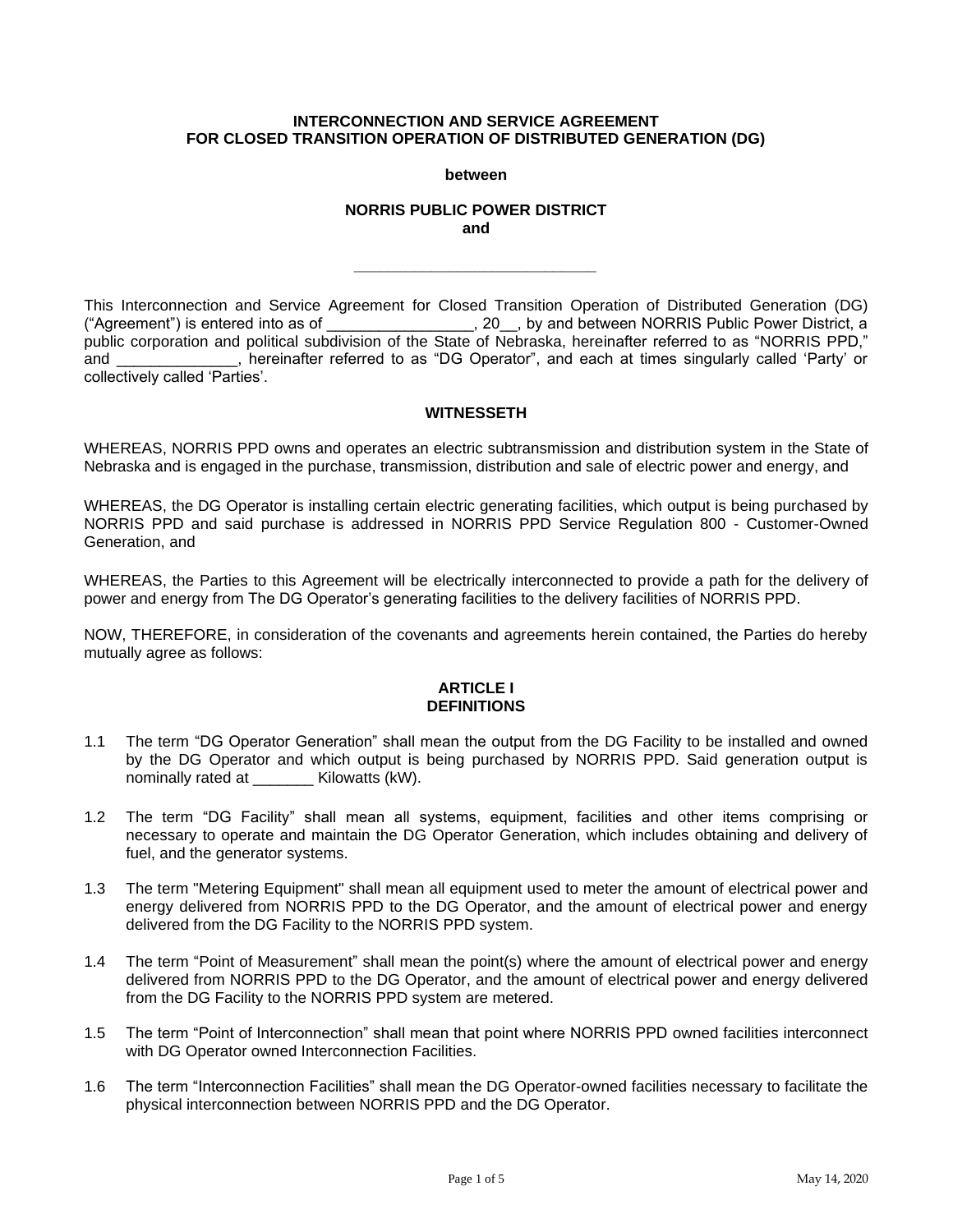**INTERCONNECTION AND SERVICE AGREEMENT**
**FOR CLOSED TRANSITION OPERATION OF DISTRIBUTED GENERATION (DG)**

**between**

**NORRIS PUBLIC POWER DISTRICT**
**and**

_____________________________

This Interconnection and Service Agreement for Closed Transition Operation of Distributed Generation (DG) ("Agreement") is entered into as of _________________, 20__, by and between NORRIS Public Power District, a public corporation and political subdivision of the State of Nebraska, hereinafter referred to as "NORRIS PPD," and ______________, hereinafter referred to as "DG Operator", and each at times singularly called 'Party' or collectively called 'Parties'.

**WITNESSETH**

WHEREAS, NORRIS PPD owns and operates an electric subtransmission and distribution system in the State of Nebraska and is engaged in the purchase, transmission, distribution and sale of electric power and energy, and

WHEREAS, the DG Operator is installing certain electric generating facilities, which output is being purchased by NORRIS PPD and said purchase is addressed in NORRIS PPD Service Regulation 800 - Customer-Owned Generation, and

WHEREAS, the Parties to this Agreement will be electrically interconnected to provide a path for the delivery of power and energy from The DG Operator's generating facilities to the delivery facilities of NORRIS PPD.

NOW, THEREFORE, in consideration of the covenants and agreements herein contained, the Parties do hereby mutually agree as follows:

## ARTICLE I
## DEFINITIONS

1.1 The term "DG Operator Generation" shall mean the output from the DG Facility to be installed and owned by the DG Operator and which output is being purchased by NORRIS PPD. Said generation output is nominally rated at _______ Kilowatts (kW).

1.2 The term "DG Facility" shall mean all systems, equipment, facilities and other items comprising or necessary to operate and maintain the DG Operator Generation, which includes obtaining and delivery of fuel, and the generator systems.

1.3 The term "Metering Equipment" shall mean all equipment used to meter the amount of electrical power and energy delivered from NORRIS PPD to the DG Operator, and the amount of electrical power and energy delivered from the DG Facility to the NORRIS PPD system.

1.4 The term "Point of Measurement" shall mean the point(s) where the amount of electrical power and energy delivered from NORRIS PPD to the DG Operator, and the amount of electrical power and energy delivered from the DG Facility to the NORRIS PPD system are metered.

1.5 The term "Point of Interconnection" shall mean that point where NORRIS PPD owned facilities interconnect with DG Operator owned Interconnection Facilities.

1.6 The term "Interconnection Facilities" shall mean the DG Operator-owned facilities necessary to facilitate the physical interconnection between NORRIS PPD and the DG Operator.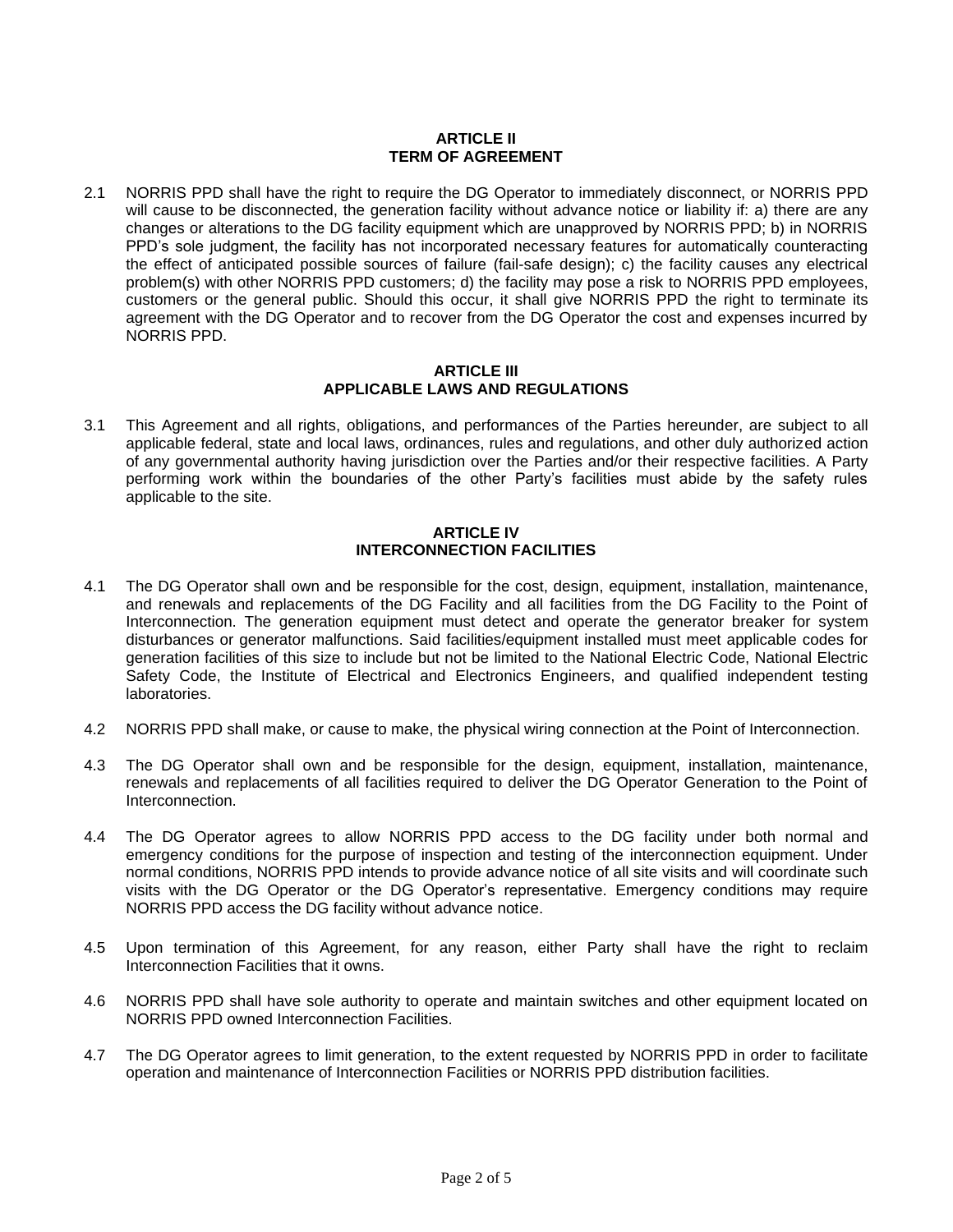## ARTICLE II
## TERM OF AGREEMENT

2.1 NORRIS PPD shall have the right to require the DG Operator to immediately disconnect, or NORRIS PPD will cause to be disconnected, the generation facility without advance notice or liability if: a) there are any changes or alterations to the DG facility equipment which are unapproved by NORRIS PPD; b) in NORRIS PPD's sole judgment, the facility has not incorporated necessary features for automatically counteracting the effect of anticipated possible sources of failure (fail-safe design); c) the facility causes any electrical problem(s) with other NORRIS PPD customers; d) the facility may pose a risk to NORRIS PPD employees, customers or the general public. Should this occur, it shall give NORRIS PPD the right to terminate its agreement with the DG Operator and to recover from the DG Operator the cost and expenses incurred by NORRIS PPD.

## ARTICLE III
## APPLICABLE LAWS AND REGULATIONS

3.1 This Agreement and all rights, obligations, and performances of the Parties hereunder, are subject to all applicable federal, state and local laws, ordinances, rules and regulations, and other duly authorized action of any governmental authority having jurisdiction over the Parties and/or their respective facilities. A Party performing work within the boundaries of the other Party's facilities must abide by the safety rules applicable to the site.

## ARTICLE IV
## INTERCONNECTION FACILITIES

4.1 The DG Operator shall own and be responsible for the cost, design, equipment, installation, maintenance, and renewals and replacements of the DG Facility and all facilities from the DG Facility to the Point of Interconnection. The generation equipment must detect and operate the generator breaker for system disturbances or generator malfunctions. Said facilities/equipment installed must meet applicable codes for generation facilities of this size to include but not be limited to the National Electric Code, National Electric Safety Code, the Institute of Electrical and Electronics Engineers, and qualified independent testing laboratories.

4.2 NORRIS PPD shall make, or cause to make, the physical wiring connection at the Point of Interconnection.

4.3 The DG Operator shall own and be responsible for the design, equipment, installation, maintenance, renewals and replacements of all facilities required to deliver the DG Operator Generation to the Point of Interconnection.

4.4 The DG Operator agrees to allow NORRIS PPD access to the DG facility under both normal and emergency conditions for the purpose of inspection and testing of the interconnection equipment. Under normal conditions, NORRIS PPD intends to provide advance notice of all site visits and will coordinate such visits with the DG Operator or the DG Operator's representative. Emergency conditions may require NORRIS PPD access the DG facility without advance notice.

4.5 Upon termination of this Agreement, for any reason, either Party shall have the right to reclaim Interconnection Facilities that it owns.

4.6 NORRIS PPD shall have sole authority to operate and maintain switches and other equipment located on NORRIS PPD owned Interconnection Facilities.

4.7 The DG Operator agrees to limit generation, to the extent requested by NORRIS PPD in order to facilitate operation and maintenance of Interconnection Facilities or NORRIS PPD distribution facilities.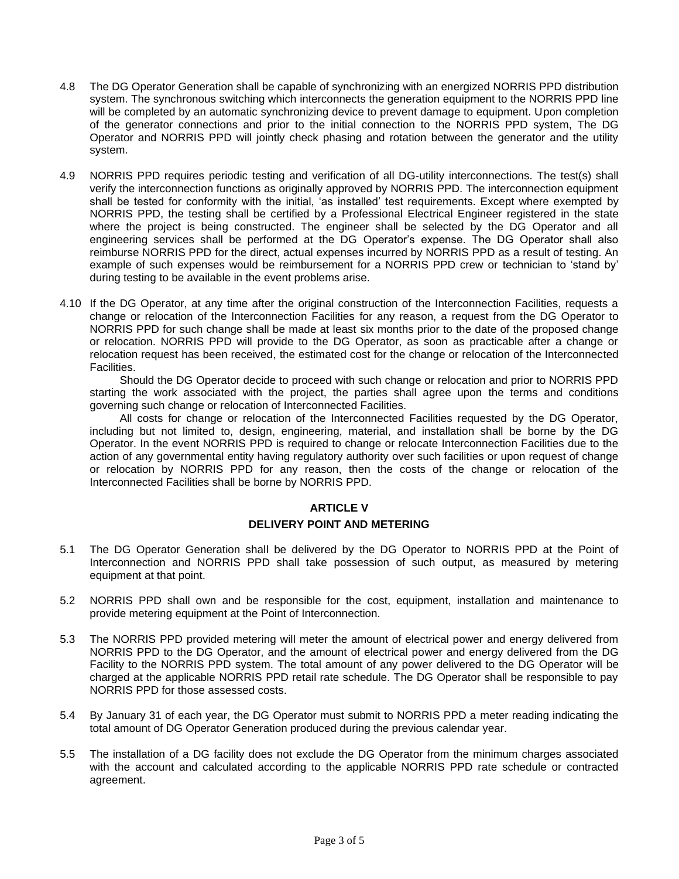4.8 The DG Operator Generation shall be capable of synchronizing with an energized NORRIS PPD distribution system. The synchronous switching which interconnects the generation equipment to the NORRIS PPD line will be completed by an automatic synchronizing device to prevent damage to equipment. Upon completion of the generator connections and prior to the initial connection to the NORRIS PPD system, The DG Operator and NORRIS PPD will jointly check phasing and rotation between the generator and the utility system.

4.9 NORRIS PPD requires periodic testing and verification of all DG-utility interconnections. The test(s) shall verify the interconnection functions as originally approved by NORRIS PPD. The interconnection equipment shall be tested for conformity with the initial, 'as installed' test requirements. Except where exempted by NORRIS PPD, the testing shall be certified by a Professional Electrical Engineer registered in the state where the project is being constructed. The engineer shall be selected by the DG Operator and all engineering services shall be performed at the DG Operator's expense. The DG Operator shall also reimburse NORRIS PPD for the direct, actual expenses incurred by NORRIS PPD as a result of testing. An example of such expenses would be reimbursement for a NORRIS PPD crew or technician to 'stand by' during testing to be available in the event problems arise.

4.10 If the DG Operator, at any time after the original construction of the Interconnection Facilities, requests a change or relocation of the Interconnection Facilities for any reason, a request from the DG Operator to NORRIS PPD for such change shall be made at least six months prior to the date of the proposed change or relocation. NORRIS PPD will provide to the DG Operator, as soon as practicable after a change or relocation request has been received, the estimated cost for the change or relocation of the Interconnected Facilities.

Should the DG Operator decide to proceed with such change or relocation and prior to NORRIS PPD starting the work associated with the project, the parties shall agree upon the terms and conditions governing such change or relocation of Interconnected Facilities.

All costs for change or relocation of the Interconnected Facilities requested by the DG Operator, including but not limited to, design, engineering, material, and installation shall be borne by the DG Operator. In the event NORRIS PPD is required to change or relocate Interconnection Facilities due to the action of any governmental entity having regulatory authority over such facilities or upon request of change or relocation by NORRIS PPD for any reason, then the costs of the change or relocation of the Interconnected Facilities shall be borne by NORRIS PPD.

## ARTICLE V

## DELIVERY POINT AND METERING

5.1 The DG Operator Generation shall be delivered by the DG Operator to NORRIS PPD at the Point of Interconnection and NORRIS PPD shall take possession of such output, as measured by metering equipment at that point.

5.2 NORRIS PPD shall own and be responsible for the cost, equipment, installation and maintenance to provide metering equipment at the Point of Interconnection.

5.3 The NORRIS PPD provided metering will meter the amount of electrical power and energy delivered from NORRIS PPD to the DG Operator, and the amount of electrical power and energy delivered from the DG Facility to the NORRIS PPD system. The total amount of any power delivered to the DG Operator will be charged at the applicable NORRIS PPD retail rate schedule. The DG Operator shall be responsible to pay NORRIS PPD for those assessed costs.

5.4 By January 31 of each year, the DG Operator must submit to NORRIS PPD a meter reading indicating the total amount of DG Operator Generation produced during the previous calendar year.

5.5 The installation of a DG facility does not exclude the DG Operator from the minimum charges associated with the account and calculated according to the applicable NORRIS PPD rate schedule or contracted agreement.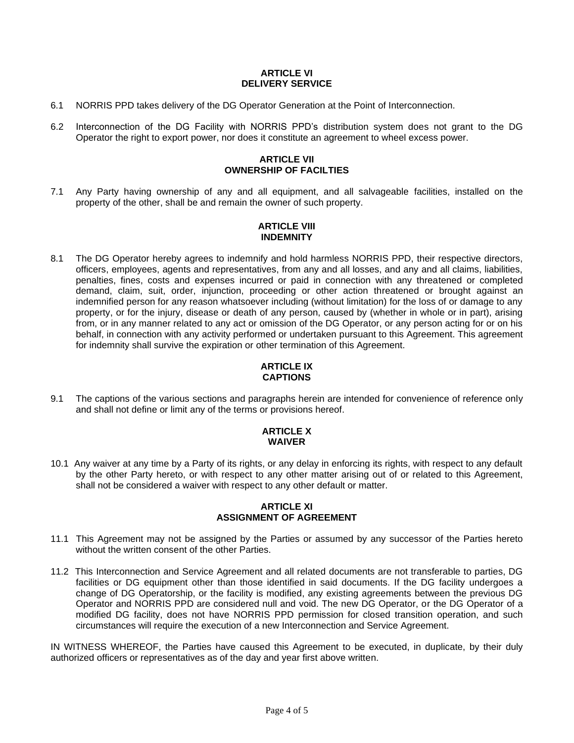## ARTICLE VI
## DELIVERY SERVICE

6.1 NORRIS PPD takes delivery of the DG Operator Generation at the Point of Interconnection.

6.2 Interconnection of the DG Facility with NORRIS PPD's distribution system does not grant to the DG Operator the right to export power, nor does it constitute an agreement to wheel excess power.

## ARTICLE VII
## OWNERSHIP OF FACILTIES

7.1 Any Party having ownership of any and all equipment, and all salvageable facilities, installed on the property of the other, shall be and remain the owner of such property.

## ARTICLE VIII
## INDEMNITY

8.1 The DG Operator hereby agrees to indemnify and hold harmless NORRIS PPD, their respective directors, officers, employees, agents and representatives, from any and all losses, and any and all claims, liabilities, penalties, fines, costs and expenses incurred or paid in connection with any threatened or completed demand, claim, suit, order, injunction, proceeding or other action threatened or brought against an indemnified person for any reason whatsoever including (without limitation) for the loss of or damage to any property, or for the injury, disease or death of any person, caused by (whether in whole or in part), arising from, or in any manner related to any act or omission of the DG Operator, or any person acting for or on his behalf, in connection with any activity performed or undertaken pursuant to this Agreement. This agreement for indemnity shall survive the expiration or other termination of this Agreement.

## ARTICLE IX
## CAPTIONS

9.1 The captions of the various sections and paragraphs herein are intended for convenience of reference only and shall not define or limit any of the terms or provisions hereof.

## ARTICLE X
## WAIVER

10.1 Any waiver at any time by a Party of its rights, or any delay in enforcing its rights, with respect to any default by the other Party hereto, or with respect to any other matter arising out of or related to this Agreement, shall not be considered a waiver with respect to any other default or matter.

## ARTICLE XI
## ASSIGNMENT OF AGREEMENT

11.1 This Agreement may not be assigned by the Parties or assumed by any successor of the Parties hereto without the written consent of the other Parties.

11.2 This Interconnection and Service Agreement and all related documents are not transferable to parties, DG facilities or DG equipment other than those identified in said documents. If the DG facility undergoes a change of DG Operatorship, or the facility is modified, any existing agreements between the previous DG Operator and NORRIS PPD are considered null and void. The new DG Operator, or the DG Operator of a modified DG facility, does not have NORRIS PPD permission for closed transition operation, and such circumstances will require the execution of a new Interconnection and Service Agreement.

IN WITNESS WHEREOF, the Parties have caused this Agreement to be executed, in duplicate, by their duly authorized officers or representatives as of the day and year first above written.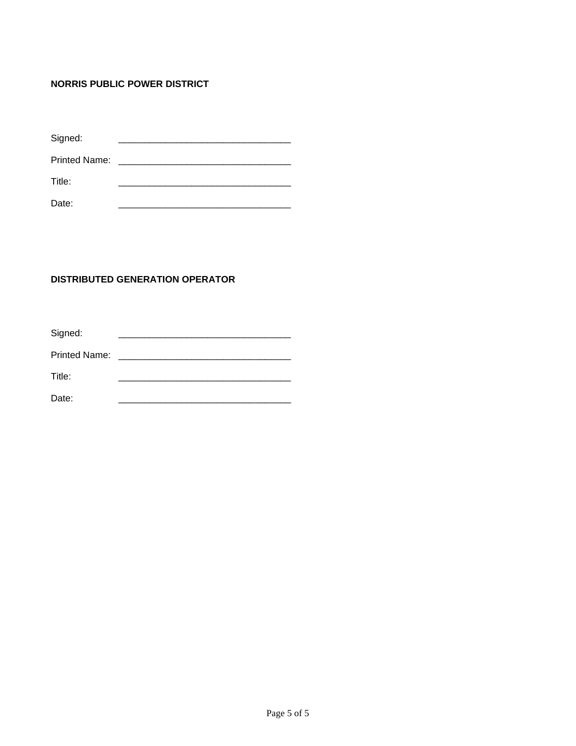**NORRIS PUBLIC POWER DISTRICT**

Signed: ________________________________

Printed Name: ________________________________

Title: ________________________________

Date: ________________________________

**DISTRIBUTED GENERATION OPERATOR**

Signed: ________________________________

Printed Name: ________________________________

Title: ________________________________

Date: ________________________________